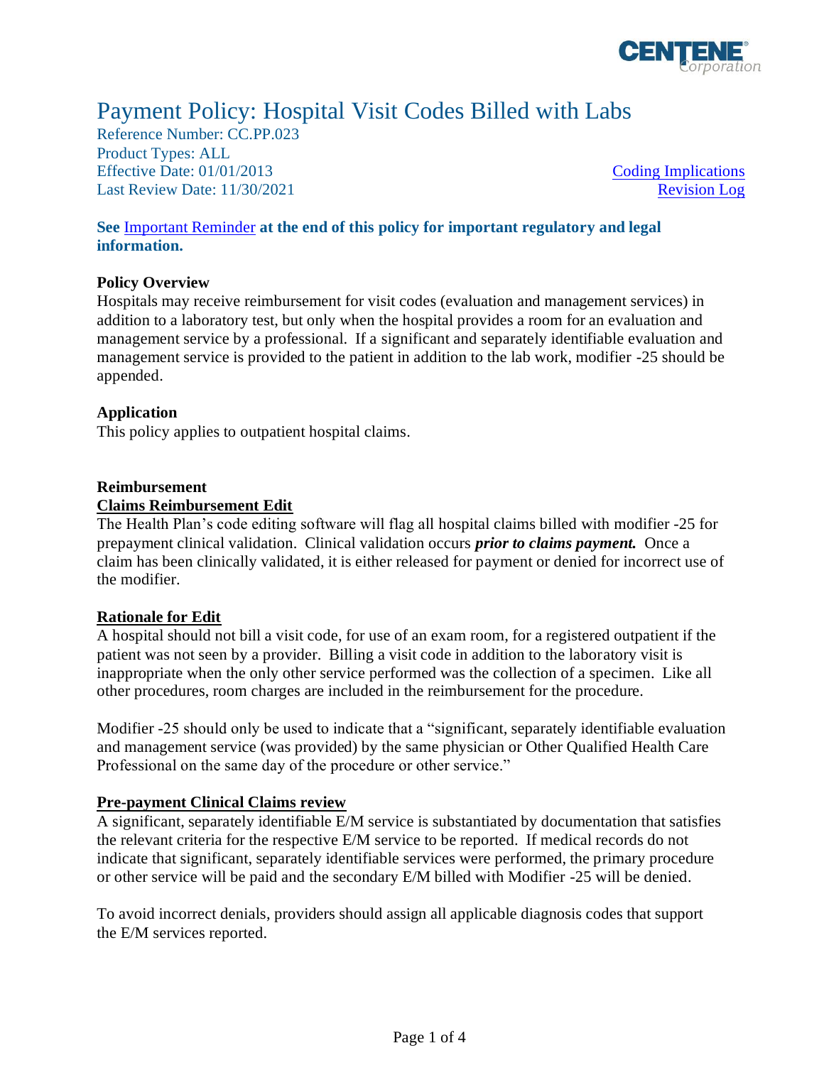# Payment Policy: Hospital Visit Codes Billed with Labs

Reference Number: CC.PP.023
Product Types: ALL
Effective Date: 01/01/2013
Last Review Date: 11/30/2021

Coding Implications
Revision Log

**See Important Reminder at the end of this policy for important regulatory and legal information.**

### Policy Overview

Hospitals may receive reimbursement for visit codes (evaluation and management services) in addition to a laboratory test, but only when the hospital provides a room for an evaluation and management service by a professional. If a significant and separately identifiable evaluation and management service is provided to the patient in addition to the lab work, modifier -25 should be appended.

### Application

This policy applies to outpatient hospital claims.

### Reimbursement

**Claims Reimbursement Edit**

The Health Plan's code editing software will flag all hospital claims billed with modifier -25 for prepayment clinical validation. Clinical validation occurs ***prior to claims payment.*** Once a claim has been clinically validated, it is either released for payment or denied for incorrect use of the modifier.

**Rationale for Edit**

A hospital should not bill a visit code, for use of an exam room, for a registered outpatient if the patient was not seen by a provider. Billing a visit code in addition to the laboratory visit is inappropriate when the only other service performed was the collection of a specimen. Like all other procedures, room charges are included in the reimbursement for the procedure.

Modifier -25 should only be used to indicate that a "significant, separately identifiable evaluation and management service (was provided) by the same physician or Other Qualified Health Care Professional on the same day of the procedure or other service."

**Pre-payment Clinical Claims review**

A significant, separately identifiable E/M service is substantiated by documentation that satisfies the relevant criteria for the respective E/M service to be reported. If medical records do not indicate that significant, separately identifiable services were performed, the primary procedure or other service will be paid and the secondary E/M billed with Modifier -25 will be denied.

To avoid incorrect denials, providers should assign all applicable diagnosis codes that support the E/M services reported.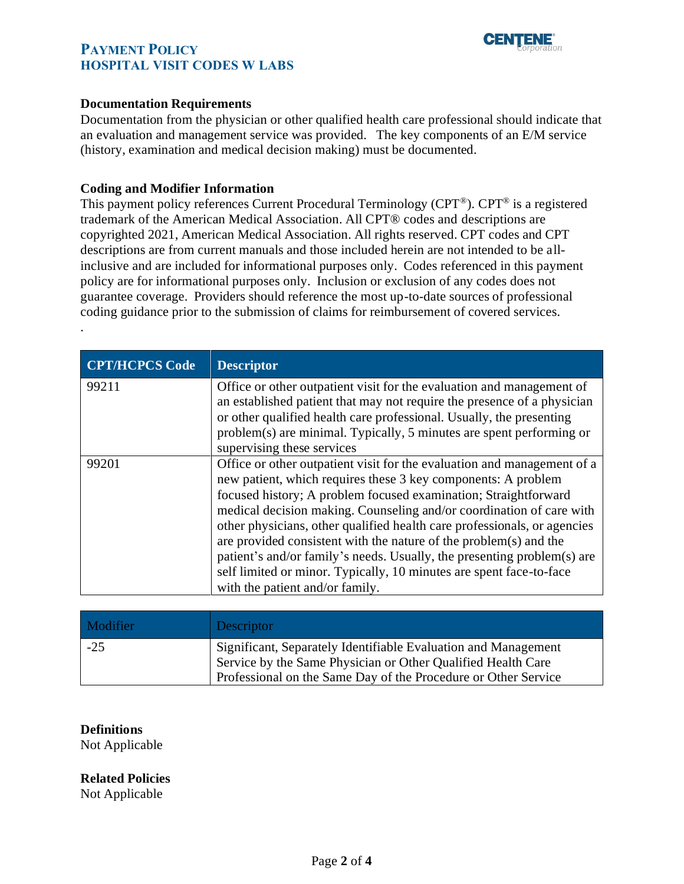**Documentation Requirements**

Documentation from the physician or other qualified health care professional should indicate that an evaluation and management service was provided. The key components of an E/M service (history, examination and medical decision making) must be documented.

**Coding and Modifier Information**

This payment policy references Current Procedural Terminology (CPT®). CPT® is a registered trademark of the American Medical Association. All CPT® codes and descriptions are copyrighted 2021, American Medical Association. All rights reserved. CPT codes and CPT descriptions are from current manuals and those included herein are not intended to be all-inclusive and are included for informational purposes only. Codes referenced in this payment policy are for informational purposes only. Inclusion or exclusion of any codes does not guarantee coverage. Providers should reference the most up-to-date sources of professional coding guidance prior to the submission of claims for reimbursement of covered services.

.

| CPT/HCPCS Code | Descriptor |
| --- | --- |
| 99211 | Office or other outpatient visit for the evaluation and management of an established patient that may not require the presence of a physician or other qualified health care professional. Usually, the presenting problem(s) are minimal. Typically, 5 minutes are spent performing or supervising these services |
| 99201 | Office or other outpatient visit for the evaluation and management of a new patient, which requires these 3 key components: A problem focused history; A problem focused examination; Straightforward medical decision making. Counseling and/or coordination of care with other physicians, other qualified health care professionals, or agencies are provided consistent with the nature of the problem(s) and the patient's and/or family's needs. Usually, the presenting problem(s) are self limited or minor. Typically, 10 minutes are spent face-to-face with the patient and/or family. |

| Modifier | Descriptor |
| --- | --- |
| -25 | Significant, Separately Identifiable Evaluation and Management Service by the Same Physician or Other Qualified Health Care Professional on the Same Day of the Procedure or Other Service |

**Definitions**

Not Applicable

**Related Policies**

Not Applicable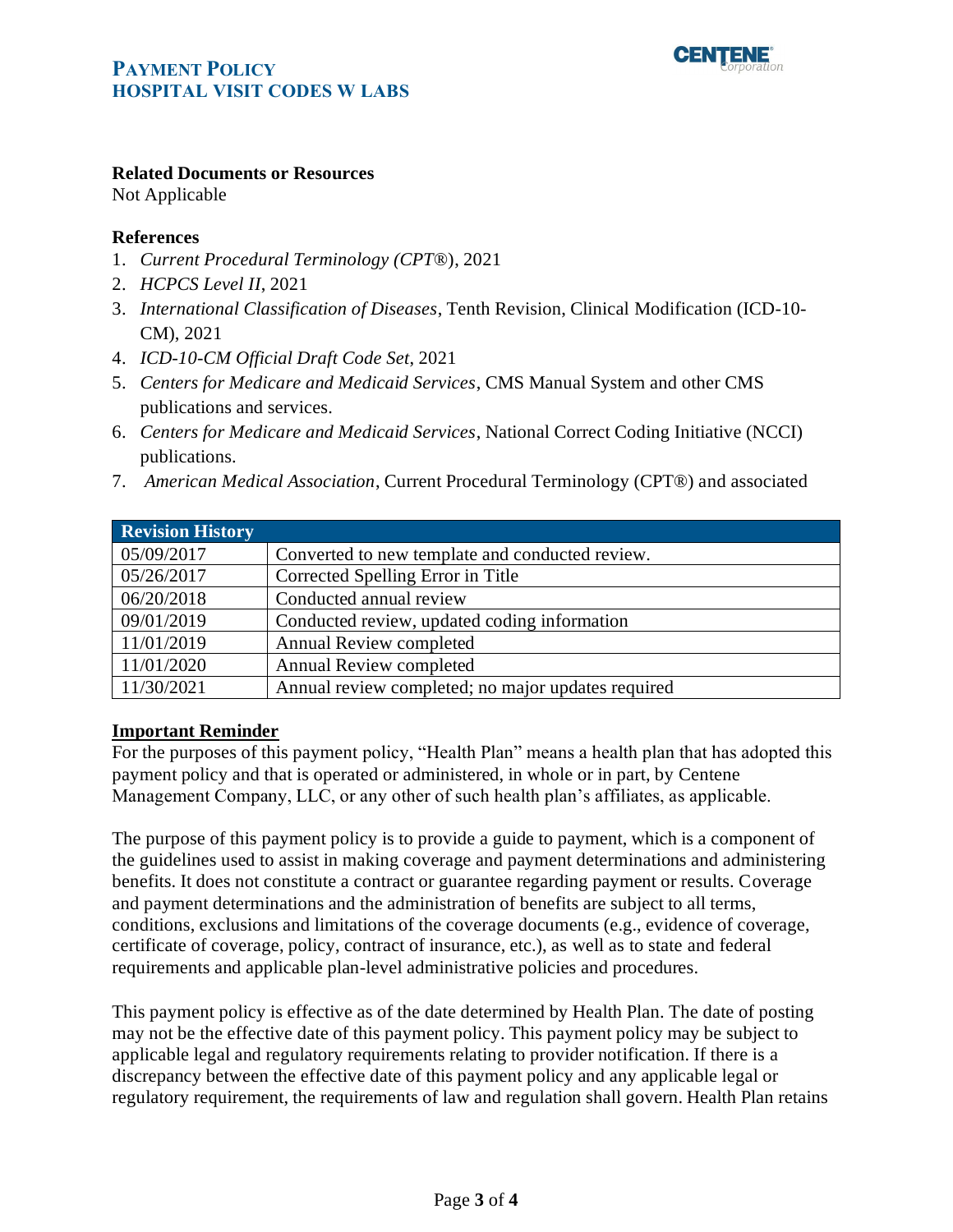**Related Documents or Resources**

Not Applicable

**References**

1. *Current Procedural Terminology (CPT®)*, 2021
2. *HCPCS Level II*, 2021
3. *International Classification of Diseases*, Tenth Revision, Clinical Modification (ICD-10-CM), 2021
4. *ICD-10-CM Official Draft Code Set*, 2021
5. *Centers for Medicare and Medicaid Services*, CMS Manual System and other CMS publications and services.
6. *Centers for Medicare and Medicaid Services*, National Correct Coding Initiative (NCCI) publications.
7. *American Medical Association*, Current Procedural Terminology (CPT®) and associated

| Revision History | |
|---|---|
| 05/09/2017 | Converted to new template and conducted review. |
| 05/26/2017 | Corrected Spelling Error in Title |
| 06/20/2018 | Conducted annual review |
| 09/01/2019 | Conducted review, updated coding information |
| 11/01/2019 | Annual Review completed |
| 11/01/2020 | Annual Review completed |
| 11/30/2021 | Annual review completed; no major updates required |

**Important Reminder**

For the purposes of this payment policy, "Health Plan" means a health plan that has adopted this payment policy and that is operated or administered, in whole or in part, by Centene Management Company, LLC, or any other of such health plan's affiliates, as applicable.

The purpose of this payment policy is to provide a guide to payment, which is a component of the guidelines used to assist in making coverage and payment determinations and administering benefits. It does not constitute a contract or guarantee regarding payment or results. Coverage and payment determinations and the administration of benefits are subject to all terms, conditions, exclusions and limitations of the coverage documents (e.g., evidence of coverage, certificate of coverage, policy, contract of insurance, etc.), as well as to state and federal requirements and applicable plan-level administrative policies and procedures.

This payment policy is effective as of the date determined by Health Plan. The date of posting may not be the effective date of this payment policy. This payment policy may be subject to applicable legal and regulatory requirements relating to provider notification. If there is a discrepancy between the effective date of this payment policy and any applicable legal or regulatory requirement, the requirements of law and regulation shall govern. Health Plan retains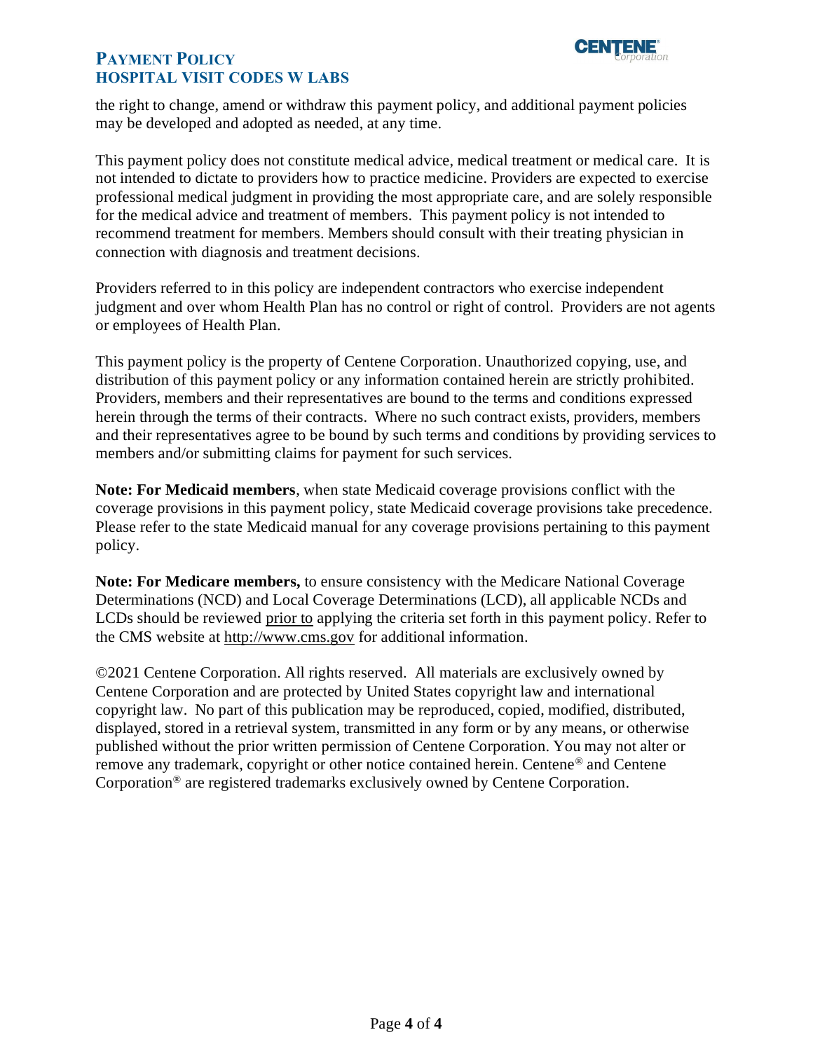the right to change, amend or withdraw this payment policy, and additional payment policies may be developed and adopted as needed, at any time.

This payment policy does not constitute medical advice, medical treatment or medical care. It is not intended to dictate to providers how to practice medicine. Providers are expected to exercise professional medical judgment in providing the most appropriate care, and are solely responsible for the medical advice and treatment of members. This payment policy is not intended to recommend treatment for members. Members should consult with their treating physician in connection with diagnosis and treatment decisions.

Providers referred to in this policy are independent contractors who exercise independent judgment and over whom Health Plan has no control or right of control. Providers are not agents or employees of Health Plan.

This payment policy is the property of Centene Corporation. Unauthorized copying, use, and distribution of this payment policy or any information contained herein are strictly prohibited. Providers, members and their representatives are bound to the terms and conditions expressed herein through the terms of their contracts. Where no such contract exists, providers, members and their representatives agree to be bound by such terms and conditions by providing services to members and/or submitting claims for payment for such services.

**Note: For Medicaid members**, when state Medicaid coverage provisions conflict with the coverage provisions in this payment policy, state Medicaid coverage provisions take precedence. Please refer to the state Medicaid manual for any coverage provisions pertaining to this payment policy.

**Note: For Medicare members,** to ensure consistency with the Medicare National Coverage Determinations (NCD) and Local Coverage Determinations (LCD), all applicable NCDs and LCDs should be reviewed prior to applying the criteria set forth in this payment policy. Refer to the CMS website at http://www.cms.gov for additional information.

©2021 Centene Corporation. All rights reserved. All materials are exclusively owned by Centene Corporation and are protected by United States copyright law and international copyright law. No part of this publication may be reproduced, copied, modified, distributed, displayed, stored in a retrieval system, transmitted in any form or by any means, or otherwise published without the prior written permission of Centene Corporation. You may not alter or remove any trademark, copyright or other notice contained herein. Centene® and Centene Corporation® are registered trademarks exclusively owned by Centene Corporation.